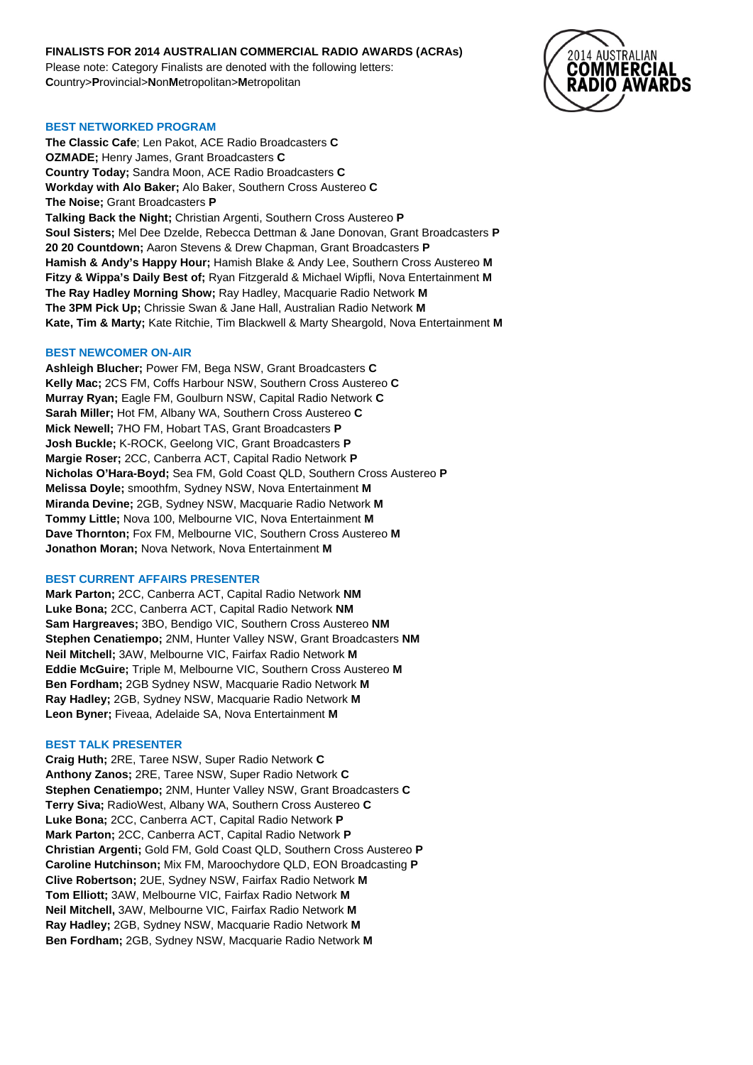**FINALISTS FOR 2014 AUSTRALIAN COMMERCIAL RADIO AWARDS (ACRAs)**

Please note: Category Finalists are denoted with the following letters:
**C**ountry>**P**rovincial>**N**on**M**etropolitan>**M**etropolitan

## BEST NETWORKED PROGRAM

**The Classic Cafe**; Len Pakot, ACE Radio Broadcasters **C**
**OZMADE;** Henry James, Grant Broadcasters **C**
**Country Today;** Sandra Moon, ACE Radio Broadcasters **C**
**Workday with Alo Baker;** Alo Baker, Southern Cross Austereo **C**
**The Noise;** Grant Broadcasters **P**
**Talking Back the Night;** Christian Argenti, Southern Cross Austereo **P**
**Soul Sisters;** Mel Dee Dzelde, Rebecca Dettman & Jane Donovan, Grant Broadcasters **P**
**20 20 Countdown;** Aaron Stevens & Drew Chapman, Grant Broadcasters **P**
**Hamish & Andy's Happy Hour;** Hamish Blake & Andy Lee, Southern Cross Austereo **M**
**Fitzy & Wippa's Daily Best of;** Ryan Fitzgerald & Michael Wipfli, Nova Entertainment **M**
**The Ray Hadley Morning Show;** Ray Hadley, Macquarie Radio Network **M**
**The 3PM Pick Up;** Chrissie Swan & Jane Hall, Australian Radio Network **M**
**Kate, Tim & Marty;** Kate Ritchie, Tim Blackwell & Marty Sheargold, Nova Entertainment **M**

## BEST NEWCOMER ON-AIR

**Ashleigh Blucher;** Power FM, Bega NSW, Grant Broadcasters **C**
**Kelly Mac;** 2CS FM, Coffs Harbour NSW, Southern Cross Austereo **C**
**Murray Ryan;** Eagle FM, Goulburn NSW, Capital Radio Network **C**
**Sarah Miller;** Hot FM, Albany WA, Southern Cross Austereo **C**
**Mick Newell;** 7HO FM, Hobart TAS, Grant Broadcasters **P**
**Josh Buckle;** K-ROCK, Geelong VIC, Grant Broadcasters **P**
**Margie Roser;** 2CC, Canberra ACT, Capital Radio Network **P**
**Nicholas O'Hara-Boyd;** Sea FM, Gold Coast QLD, Southern Cross Austereo **P**
**Melissa Doyle;** smoothfm, Sydney NSW, Nova Entertainment **M**
**Miranda Devine;** 2GB, Sydney NSW, Macquarie Radio Network **M**
**Tommy Little;** Nova 100, Melbourne VIC, Nova Entertainment **M**
**Dave Thornton;** Fox FM, Melbourne VIC, Southern Cross Austereo **M**
**Jonathon Moran;** Nova Network, Nova Entertainment **M**

## BEST CURRENT AFFAIRS PRESENTER

**Mark Parton;** 2CC, Canberra ACT, Capital Radio Network **NM**
**Luke Bona;** 2CC, Canberra ACT, Capital Radio Network **NM**
**Sam Hargreaves;** 3BO, Bendigo VIC, Southern Cross Austereo **NM**
**Stephen Cenatiempo;** 2NM, Hunter Valley NSW, Grant Broadcasters **NM**
**Neil Mitchell;** 3AW, Melbourne VIC, Fairfax Radio Network **M**
**Eddie McGuire;** Triple M, Melbourne VIC, Southern Cross Austereo **M**
**Ben Fordham;** 2GB Sydney NSW, Macquarie Radio Network **M**
**Ray Hadley;** 2GB, Sydney NSW, Macquarie Radio Network **M**
**Leon Byner;** Fiveaa, Adelaide SA, Nova Entertainment **M**

## BEST TALK PRESENTER

**Craig Huth;** 2RE, Taree NSW, Super Radio Network **C**
**Anthony Zanos;** 2RE, Taree NSW, Super Radio Network **C**
**Stephen Cenatiempo;** 2NM, Hunter Valley NSW, Grant Broadcasters **C**
**Terry Siva;** RadioWest, Albany WA, Southern Cross Austereo **C**
**Luke Bona;** 2CC, Canberra ACT, Capital Radio Network **P**
**Mark Parton;** 2CC, Canberra ACT, Capital Radio Network **P**
**Christian Argenti;** Gold FM, Gold Coast QLD, Southern Cross Austereo **P**
**Caroline Hutchinson;** Mix FM, Maroochydore QLD, EON Broadcasting **P**
**Clive Robertson;** 2UE, Sydney NSW, Fairfax Radio Network **M**
**Tom Elliott;** 3AW, Melbourne VIC, Fairfax Radio Network **M**
**Neil Mitchell,** 3AW, Melbourne VIC, Fairfax Radio Network **M**
**Ray Hadley;** 2GB, Sydney NSW, Macquarie Radio Network **M**
**Ben Fordham;** 2GB, Sydney NSW, Macquarie Radio Network **M**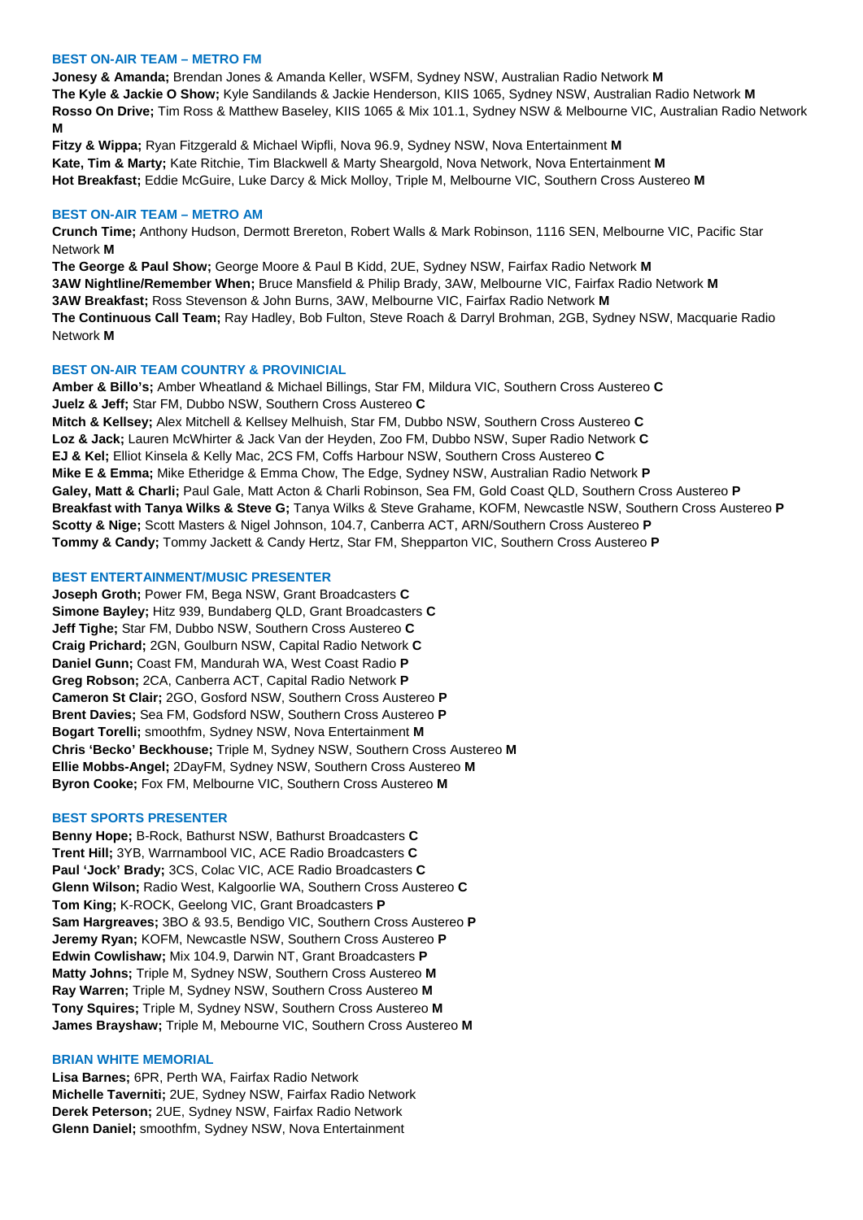#### BEST ON-AIR TEAM – METRO FM

**Jonesy & Amanda;** Brendan Jones & Amanda Keller, WSFM, Sydney NSW, Australian Radio Network **M**
**The Kyle & Jackie O Show;** Kyle Sandilands & Jackie Henderson, KIIS 1065, Sydney NSW, Australian Radio Network **M**
**Rosso On Drive;** Tim Ross & Matthew Baseley, KIIS 1065 & Mix 101.1, Sydney NSW & Melbourne VIC, Australian Radio Network **M**
**Fitzy & Wippa;** Ryan Fitzgerald & Michael Wipfli, Nova 96.9, Sydney NSW, Nova Entertainment **M**
**Kate, Tim & Marty;** Kate Ritchie, Tim Blackwell & Marty Sheargold, Nova Network, Nova Entertainment **M**
**Hot Breakfast;** Eddie McGuire, Luke Darcy & Mick Molloy, Triple M, Melbourne VIC, Southern Cross Austereo **M**

#### BEST ON-AIR TEAM – METRO AM

**Crunch Time;** Anthony Hudson, Dermott Brereton, Robert Walls & Mark Robinson, 1116 SEN, Melbourne VIC, Pacific Star Network **M**
**The George & Paul Show;** George Moore & Paul B Kidd, 2UE, Sydney NSW, Fairfax Radio Network **M**
**3AW Nightline/Remember When;** Bruce Mansfield & Philip Brady, 3AW, Melbourne VIC, Fairfax Radio Network **M**
**3AW Breakfast;** Ross Stevenson & John Burns, 3AW, Melbourne VIC, Fairfax Radio Network **M**
**The Continuous Call Team;** Ray Hadley, Bob Fulton, Steve Roach & Darryl Brohman, 2GB, Sydney NSW, Macquarie Radio Network **M**

#### BEST ON-AIR TEAM COUNTRY & PROVINICIAL

**Amber & Billo's;** Amber Wheatland & Michael Billings, Star FM, Mildura VIC, Southern Cross Austereo **C**
**Juelz & Jeff;** Star FM, Dubbo NSW, Southern Cross Austereo **C**
**Mitch & Kellsey;** Alex Mitchell & Kellsey Melhuish, Star FM, Dubbo NSW, Southern Cross Austereo **C**
**Loz & Jack;** Lauren McWhirter & Jack Van der Heyden, Zoo FM, Dubbo NSW, Super Radio Network **C**
**EJ & Kel;** Elliot Kinsela & Kelly Mac, 2CS FM, Coffs Harbour NSW, Southern Cross Austereo **C**
**Mike E & Emma;** Mike Etheridge & Emma Chow, The Edge, Sydney NSW, Australian Radio Network **P**
**Galey, Matt & Charli;** Paul Gale, Matt Acton & Charli Robinson, Sea FM, Gold Coast QLD, Southern Cross Austereo **P**
**Breakfast with Tanya Wilks & Steve G;** Tanya Wilks & Steve Grahame, KOFM, Newcastle NSW, Southern Cross Austereo **P**
**Scotty & Nige;** Scott Masters & Nigel Johnson, 104.7, Canberra ACT, ARN/Southern Cross Austereo **P**
**Tommy & Candy;** Tommy Jackett & Candy Hertz, Star FM, Shepparton VIC, Southern Cross Austereo **P**

#### BEST ENTERTAINMENT/MUSIC PRESENTER

**Joseph Groth;** Power FM, Bega NSW, Grant Broadcasters **C**
**Simone Bayley;** Hitz 939, Bundaberg QLD, Grant Broadcasters **C**
**Jeff Tighe;** Star FM, Dubbo NSW, Southern Cross Austereo **C**
**Craig Prichard;** 2GN, Goulburn NSW, Capital Radio Network **C**
**Daniel Gunn;** Coast FM, Mandurah WA, West Coast Radio **P**
**Greg Robson;** 2CA, Canberra ACT, Capital Radio Network **P**
**Cameron St Clair;** 2GO, Gosford NSW, Southern Cross Austereo **P**
**Brent Davies;** Sea FM, Godsford NSW, Southern Cross Austereo **P**
**Bogart Torelli;** smoothfm, Sydney NSW, Nova Entertainment **M**
**Chris 'Becko' Beckhouse;** Triple M, Sydney NSW, Southern Cross Austereo **M**
**Ellie Mobbs-Angel;** 2DayFM, Sydney NSW, Southern Cross Austereo **M**
**Byron Cooke;** Fox FM, Melbourne VIC, Southern Cross Austereo **M**

#### BEST SPORTS PRESENTER

**Benny Hope;** B-Rock, Bathurst NSW, Bathurst Broadcasters **C**
**Trent Hill;** 3YB, Warrnambool VIC, ACE Radio Broadcasters **C**
**Paul 'Jock' Brady;** 3CS, Colac VIC, ACE Radio Broadcasters **C**
**Glenn Wilson;** Radio West, Kalgoorlie WA, Southern Cross Austereo **C**
**Tom King;** K-ROCK, Geelong VIC, Grant Broadcasters **P**
**Sam Hargreaves;** 3BO & 93.5, Bendigo VIC, Southern Cross Austereo **P**
**Jeremy Ryan;** KOFM, Newcastle NSW, Southern Cross Austereo **P**
**Edwin Cowlishaw;** Mix 104.9, Darwin NT, Grant Broadcasters **P**
**Matty Johns;** Triple M, Sydney NSW, Southern Cross Austereo **M**
**Ray Warren;** Triple M, Sydney NSW, Southern Cross Austereo **M**
**Tony Squires;** Triple M, Sydney NSW, Southern Cross Austereo **M**
**James Brayshaw;** Triple M, Mebourne VIC, Southern Cross Austereo **M**

#### BRIAN WHITE MEMORIAL

**Lisa Barnes;** 6PR, Perth WA, Fairfax Radio Network
**Michelle Taverniti;** 2UE, Sydney NSW, Fairfax Radio Network
**Derek Peterson;** 2UE, Sydney NSW, Fairfax Radio Network
**Glenn Daniel;** smoothfm, Sydney NSW, Nova Entertainment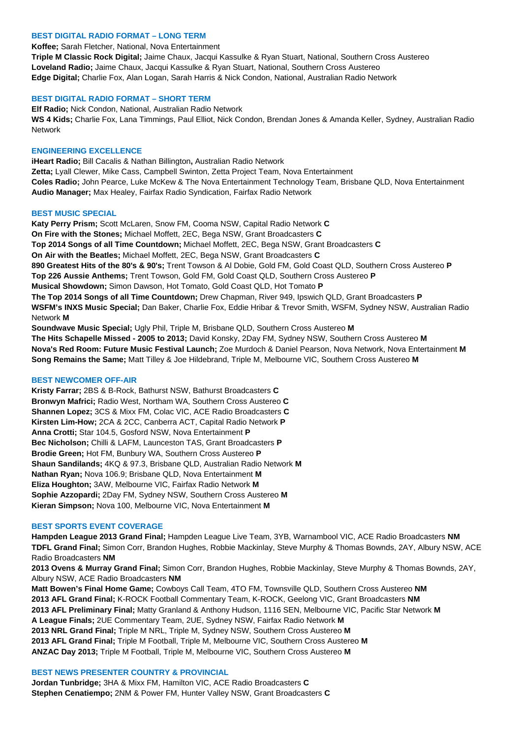### BEST DIGITAL RADIO FORMAT – LONG TERM

**Koffee;** Sarah Fletcher, National, Nova Entertainment
**Triple M Classic Rock Digital;** Jaime Chaux, Jacqui Kassulke & Ryan Stuart, National, Southern Cross Austereo
**Loveland Radio;** Jaime Chaux, Jacqui Kassulke & Ryan Stuart, National, Southern Cross Austereo
**Edge Digital;** Charlie Fox, Alan Logan, Sarah Harris & Nick Condon, National, Australian Radio Network

### BEST DIGITAL RADIO FORMAT – SHORT TERM

**Elf Radio;** Nick Condon, National, Australian Radio Network
**WS 4 Kids;** Charlie Fox, Lana Timmings, Paul Elliot, Nick Condon, Brendan Jones & Amanda Keller, Sydney, Australian Radio Network

### ENGINEERING EXCELLENCE

**iHeart Radio;** Bill Cacalis & Nathan Billington**,** Australian Radio Network
**Zetta;** Lyall Clewer, Mike Cass, Campbell Swinton, Zetta Project Team, Nova Entertainment
**Coles Radio;** John Pearce, Luke McKew & The Nova Entertainment Technology Team, Brisbane QLD, Nova Entertainment
**Audio Manager;** Max Healey, Fairfax Radio Syndication, Fairfax Radio Network

### BEST MUSIC SPECIAL

**Katy Perry Prism;** Scott McLaren, Snow FM, Cooma NSW, Capital Radio Network **C**
**On Fire with the Stones;** Michael Moffett, 2EC, Bega NSW, Grant Broadcasters **C**
**Top 2014 Songs of all Time Countdown;** Michael Moffett, 2EC, Bega NSW, Grant Broadcasters **C**
**On Air with the Beatles;** Michael Moffett, 2EC, Bega NSW, Grant Broadcasters **C**
**890 Greatest Hits of the 80's & 90's;** Trent Towson & Al Dobie, Gold FM, Gold Coast QLD, Southern Cross Austereo **P**
**Top 226 Aussie Anthems;** Trent Towson, Gold FM, Gold Coast QLD, Southern Cross Austereo **P**
**Musical Showdown;** Simon Dawson, Hot Tomato, Gold Coast QLD, Hot Tomato **P**
**The Top 2014 Songs of all Time Countdown;** Drew Chapman, River 949, Ipswich QLD, Grant Broadcasters **P**
**WSFM's INXS Music Special;** Dan Baker, Charlie Fox, Eddie Hribar & Trevor Smith, WSFM, Sydney NSW, Australian Radio Network **M**
**Soundwave Music Special;** Ugly Phil, Triple M, Brisbane QLD, Southern Cross Austereo **M**
**The Hits Schapelle Missed - 2005 to 2013;** David Konsky, 2Day FM, Sydney NSW, Southern Cross Austereo **M**
**Nova's Red Room: Future Music Festival Launch;** Zoe Murdoch & Daniel Pearson, Nova Network, Nova Entertainment **M**
**Song Remains the Same;** Matt Tilley & Joe Hildebrand, Triple M, Melbourne VIC, Southern Cross Austereo **M**

### BEST NEWCOMER OFF-AIR

**Kristy Farrar;** 2BS & B-Rock, Bathurst NSW, Bathurst Broadcasters **C**
**Bronwyn Mafrici;** Radio West, Northam WA, Southern Cross Austereo **C**
**Shannen Lopez;** 3CS & Mixx FM, Colac VIC, ACE Radio Broadcasters **C**
**Kirsten Lim-How;** 2CA & 2CC, Canberra ACT, Capital Radio Network **P**
**Anna Crotti;** Star 104.5, Gosford NSW, Nova Entertainment **P**
**Bec Nicholson;** Chilli & LAFM, Launceston TAS, Grant Broadcasters **P**
**Brodie Green;** Hot FM, Bunbury WA, Southern Cross Austereo **P**
**Shaun Sandilands;** 4KQ & 97.3, Brisbane QLD, Australian Radio Network **M**
**Nathan Ryan;** Nova 106.9; Brisbane QLD, Nova Entertainment **M**
**Eliza Houghton;** 3AW, Melbourne VIC, Fairfax Radio Network **M**
**Sophie Azzopardi;** 2Day FM, Sydney NSW, Southern Cross Austereo **M**
**Kieran Simpson;** Nova 100, Melbourne VIC, Nova Entertainment **M**

### BEST SPORTS EVENT COVERAGE

**Hampden League 2013 Grand Final;** Hampden League Live Team, 3YB, Warnambool VIC, ACE Radio Broadcasters **NM**
**TDFL Grand Final;** Simon Corr, Brandon Hughes, Robbie Mackinlay, Steve Murphy & Thomas Bownds, 2AY, Albury NSW, ACE Radio Broadcasters **NM**
**2013 Ovens & Murray Grand Final;** Simon Corr, Brandon Hughes, Robbie Mackinlay, Steve Murphy & Thomas Bownds, 2AY, Albury NSW, ACE Radio Broadcasters **NM**
**Matt Bowen's Final Home Game;** Cowboys Call Team, 4TO FM, Townsville QLD, Southern Cross Austereo **NM**
**2013 AFL Grand Final;** K-ROCK Football Commentary Team, K-ROCK, Geelong VIC, Grant Broadcasters **NM**
**2013 AFL Preliminary Final;** Matty Granland & Anthony Hudson, 1116 SEN, Melbourne VIC, Pacific Star Network **M**
**A League Finals;** 2UE Commentary Team, 2UE, Sydney NSW, Fairfax Radio Network **M**
**2013 NRL Grand Final;** Triple M NRL, Triple M, Sydney NSW, Southern Cross Austereo **M**
**2013 AFL Grand Final;** Triple M Football, Triple M, Melbourne VIC, Southern Cross Austereo **M**
**ANZAC Day 2013;** Triple M Football, Triple M, Melbourne VIC, Southern Cross Austereo **M**

### BEST NEWS PRESENTER COUNTRY & PROVINCIAL

**Jordan Tunbridge;** 3HA & Mixx FM, Hamilton VIC, ACE Radio Broadcasters **C**
**Stephen Cenatiempo;** 2NM & Power FM, Hunter Valley NSW, Grant Broadcasters **C**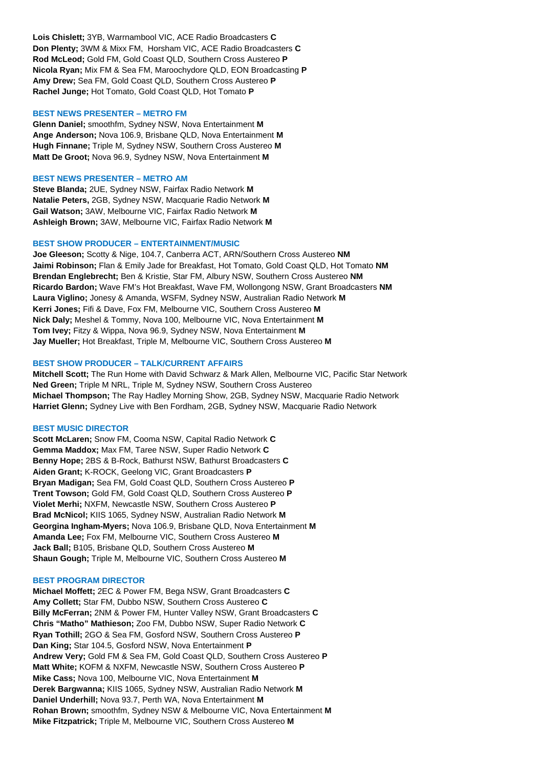**Lois Chislett;** 3YB, Warrnambool VIC, ACE Radio Broadcasters **C**
**Don Plenty;** 3WM & Mixx FM, Horsham VIC, ACE Radio Broadcasters **C**
**Rod McLeod;** Gold FM, Gold Coast QLD, Southern Cross Austereo **P**
**Nicola Ryan;** Mix FM & Sea FM, Maroochydore QLD, EON Broadcasting **P**
**Amy Drew;** Sea FM, Gold Coast QLD, Southern Cross Austereo **P**
**Rachel Junge;** Hot Tomato, Gold Coast QLD, Hot Tomato **P**

### BEST NEWS PRESENTER – METRO FM

**Glenn Daniel;** smoothfm, Sydney NSW, Nova Entertainment **M**
**Ange Anderson;** Nova 106.9, Brisbane QLD, Nova Entertainment **M**
**Hugh Finnane;** Triple M, Sydney NSW, Southern Cross Austereo **M**
**Matt De Groot;** Nova 96.9, Sydney NSW, Nova Entertainment **M**

### BEST NEWS PRESENTER – METRO AM

**Steve Blanda;** 2UE, Sydney NSW, Fairfax Radio Network **M**
**Natalie Peters,** 2GB, Sydney NSW, Macquarie Radio Network **M**
**Gail Watson;** 3AW, Melbourne VIC, Fairfax Radio Network **M**
**Ashleigh Brown;** 3AW, Melbourne VIC, Fairfax Radio Network **M**

### BEST SHOW PRODUCER – ENTERTAINMENT/MUSIC

**Joe Gleeson;** Scotty & Nige, 104.7, Canberra ACT, ARN/Southern Cross Austereo **NM**
**Jaimi Robinson;** Flan & Emily Jade for Breakfast, Hot Tomato, Gold Coast QLD, Hot Tomato **NM**
**Brendan Englebrecht;** Ben & Kristie, Star FM, Albury NSW, Southern Cross Austereo **NM**
**Ricardo Bardon;** Wave FM's Hot Breakfast, Wave FM, Wollongong NSW, Grant Broadcasters **NM**
**Laura Viglino;** Jonesy & Amanda, WSFM, Sydney NSW, Australian Radio Network **M**
**Kerri Jones;** Fifi & Dave, Fox FM, Melbourne VIC, Southern Cross Austereo **M**
**Nick Daly;** Meshel & Tommy, Nova 100, Melbourne VIC, Nova Entertainment **M**
**Tom Ivey;** Fitzy & Wippa, Nova 96.9, Sydney NSW, Nova Entertainment **M**
**Jay Mueller;** Hot Breakfast, Triple M, Melbourne VIC, Southern Cross Austereo **M**

### BEST SHOW PRODUCER – TALK/CURRENT AFFAIRS

**Mitchell Scott;** The Run Home with David Schwarz & Mark Allen, Melbourne VIC, Pacific Star Network
**Ned Green;** Triple M NRL, Triple M, Sydney NSW, Southern Cross Austereo
**Michael Thompson;** The Ray Hadley Morning Show, 2GB, Sydney NSW, Macquarie Radio Network
**Harriet Glenn;** Sydney Live with Ben Fordham, 2GB, Sydney NSW, Macquarie Radio Network

### BEST MUSIC DIRECTOR

**Scott McLaren;** Snow FM, Cooma NSW, Capital Radio Network **C**
**Gemma Maddox;** Max FM, Taree NSW, Super Radio Network **C**
**Benny Hope;** 2BS & B-Rock, Bathurst NSW, Bathurst Broadcasters **C**
**Aiden Grant;** K-ROCK, Geelong VIC, Grant Broadcasters **P**
**Bryan Madigan;** Sea FM, Gold Coast QLD, Southern Cross Austereo **P**
**Trent Towson;** Gold FM, Gold Coast QLD, Southern Cross Austereo **P**
**Violet Merhi;** NXFM, Newcastle NSW, Southern Cross Austereo **P**
**Brad McNicol;** KIIS 1065, Sydney NSW, Australian Radio Network **M**
**Georgina Ingham-Myers;** Nova 106.9, Brisbane QLD, Nova Entertainment **M**
**Amanda Lee;** Fox FM, Melbourne VIC, Southern Cross Austereo **M**
**Jack Ball;** B105, Brisbane QLD, Southern Cross Austereo **M**
**Shaun Gough;** Triple M, Melbourne VIC, Southern Cross Austereo **M**

### BEST PROGRAM DIRECTOR

**Michael Moffett;** 2EC & Power FM, Bega NSW, Grant Broadcasters **C**
**Amy Collett;** Star FM, Dubbo NSW, Southern Cross Austereo **C**
**Billy McFerran;** 2NM & Power FM, Hunter Valley NSW, Grant Broadcasters **C**
**Chris "Matho" Mathieson;** Zoo FM, Dubbo NSW, Super Radio Network **C**
**Ryan Tothill;** 2GO & Sea FM, Gosford NSW, Southern Cross Austereo **P**
**Dan King;** Star 104.5, Gosford NSW, Nova Entertainment **P**
**Andrew Very;** Gold FM & Sea FM, Gold Coast QLD, Southern Cross Austereo **P**
**Matt White;** KOFM & NXFM, Newcastle NSW, Southern Cross Austereo **P**
**Mike Cass;** Nova 100, Melbourne VIC, Nova Entertainment **M**
**Derek Bargwanna;** KIIS 1065, Sydney NSW, Australian Radio Network **M**
**Daniel Underhill;** Nova 93.7, Perth WA, Nova Entertainment **M**
**Rohan Brown;** smoothfm, Sydney NSW & Melbourne VIC, Nova Entertainment **M**
**Mike Fitzpatrick;** Triple M, Melbourne VIC, Southern Cross Austereo **M**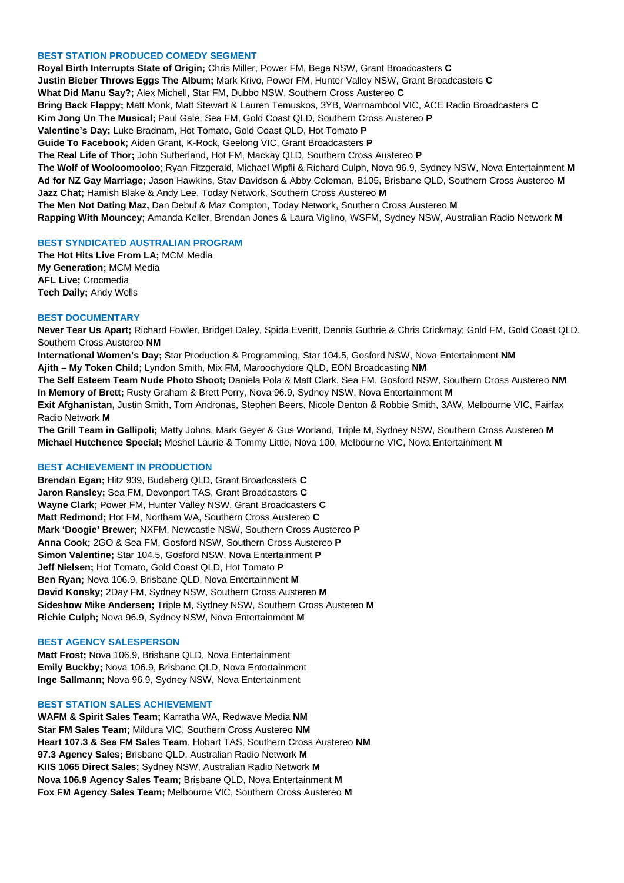### BEST STATION PRODUCED COMEDY SEGMENT

**Royal Birth Interrupts State of Origin;** Chris Miller, Power FM, Bega NSW, Grant Broadcasters **C**
**Justin Bieber Throws Eggs The Album;** Mark Krivo, Power FM, Hunter Valley NSW, Grant Broadcasters **C**
**What Did Manu Say?;** Alex Michell, Star FM, Dubbo NSW, Southern Cross Austereo **C**
**Bring Back Flappy;** Matt Monk, Matt Stewart & Lauren Temuskos, 3YB, Warrnambool VIC, ACE Radio Broadcasters **C**
**Kim Jong Un The Musical;** Paul Gale, Sea FM, Gold Coast QLD, Southern Cross Austereo **P**
**Valentine's Day;** Luke Bradnam, Hot Tomato, Gold Coast QLD, Hot Tomato **P**
**Guide To Facebook;** Aiden Grant, K-Rock, Geelong VIC, Grant Broadcasters **P**
**The Real Life of Thor;** John Sutherland, Hot FM, Mackay QLD, Southern Cross Austereo **P**
**The Wolf of Wooloomooloo**; Ryan Fitzgerald, Michael Wipfli & Richard Culph, Nova 96.9, Sydney NSW, Nova Entertainment **M**
**Ad for NZ Gay Marriage;** Jason Hawkins, Stav Davidson & Abby Coleman, B105, Brisbane QLD, Southern Cross Austereo **M**
**Jazz Chat;** Hamish Blake & Andy Lee, Today Network, Southern Cross Austereo **M**
**The Men Not Dating Maz,** Dan Debuf & Maz Compton, Today Network, Southern Cross Austereo **M**
**Rapping With Mouncey;** Amanda Keller, Brendan Jones & Laura Viglino, WSFM, Sydney NSW, Australian Radio Network **M**

### BEST SYNDICATED AUSTRALIAN PROGRAM

**The Hot Hits Live From LA;** MCM Media
**My Generation;** MCM Media
**AFL Live;** Crocmedia
**Tech Daily;** Andy Wells

### BEST DOCUMENTARY

**Never Tear Us Apart;** Richard Fowler, Bridget Daley, Spida Everitt, Dennis Guthrie & Chris Crickmay; Gold FM, Gold Coast QLD, Southern Cross Austereo **NM**
**International Women's Day;** Star Production & Programming, Star 104.5, Gosford NSW, Nova Entertainment **NM**
**Ajith – My Token Child;** Lyndon Smith, Mix FM, Maroochydore QLD, EON Broadcasting **NM**
**The Self Esteem Team Nude Photo Shoot;** Daniela Pola & Matt Clark, Sea FM, Gosford NSW, Southern Cross Austereo **NM**
**In Memory of Brett;** Rusty Graham & Brett Perry, Nova 96.9, Sydney NSW, Nova Entertainment **M**
**Exit Afghanistan,** Justin Smith, Tom Andronas, Stephen Beers, Nicole Denton & Robbie Smith, 3AW, Melbourne VIC, Fairfax Radio Network **M**
**The Grill Team in Gallipoli;** Matty Johns, Mark Geyer & Gus Worland, Triple M, Sydney NSW, Southern Cross Austereo **M**
**Michael Hutchence Special;** Meshel Laurie & Tommy Little, Nova 100, Melbourne VIC, Nova Entertainment **M**

### BEST ACHIEVEMENT IN PRODUCTION

**Brendan Egan;** Hitz 939, Budaberg QLD, Grant Broadcasters **C**
**Jaron Ransley;** Sea FM, Devonport TAS, Grant Broadcasters **C**
**Wayne Clark;** Power FM, Hunter Valley NSW, Grant Broadcasters **C**
**Matt Redmond;** Hot FM, Northam WA, Southern Cross Austereo **C**
**Mark 'Doogie' Brewer;** NXFM, Newcastle NSW, Southern Cross Austereo **P**
**Anna Cook;** 2GO & Sea FM, Gosford NSW, Southern Cross Austereo **P**
**Simon Valentine;** Star 104.5, Gosford NSW, Nova Entertainment **P**
**Jeff Nielsen;** Hot Tomato, Gold Coast QLD, Hot Tomato **P**
**Ben Ryan;** Nova 106.9, Brisbane QLD, Nova Entertainment **M**
**David Konsky;** 2Day FM, Sydney NSW, Southern Cross Austereo **M**
**Sideshow Mike Andersen;** Triple M, Sydney NSW, Southern Cross Austereo **M**
**Richie Culph;** Nova 96.9, Sydney NSW, Nova Entertainment **M**

### BEST AGENCY SALESPERSON

**Matt Frost;** Nova 106.9, Brisbane QLD, Nova Entertainment
**Emily Buckby;** Nova 106.9, Brisbane QLD, Nova Entertainment
**Inge Sallmann;** Nova 96.9, Sydney NSW, Nova Entertainment

### BEST STATION SALES ACHIEVEMENT

**WAFM & Spirit Sales Team;** Karratha WA, Redwave Media **NM**
**Star FM Sales Team;** Mildura VIC, Southern Cross Austereo **NM**
**Heart 107.3 & Sea FM Sales Team**, Hobart TAS, Southern Cross Austereo **NM**
**97.3 Agency Sales;** Brisbane QLD, Australian Radio Network **M**
**KIIS 1065 Direct Sales;** Sydney NSW, Australian Radio Network **M**
**Nova 106.9 Agency Sales Team;** Brisbane QLD, Nova Entertainment **M**
**Fox FM Agency Sales Team;** Melbourne VIC, Southern Cross Austereo **M**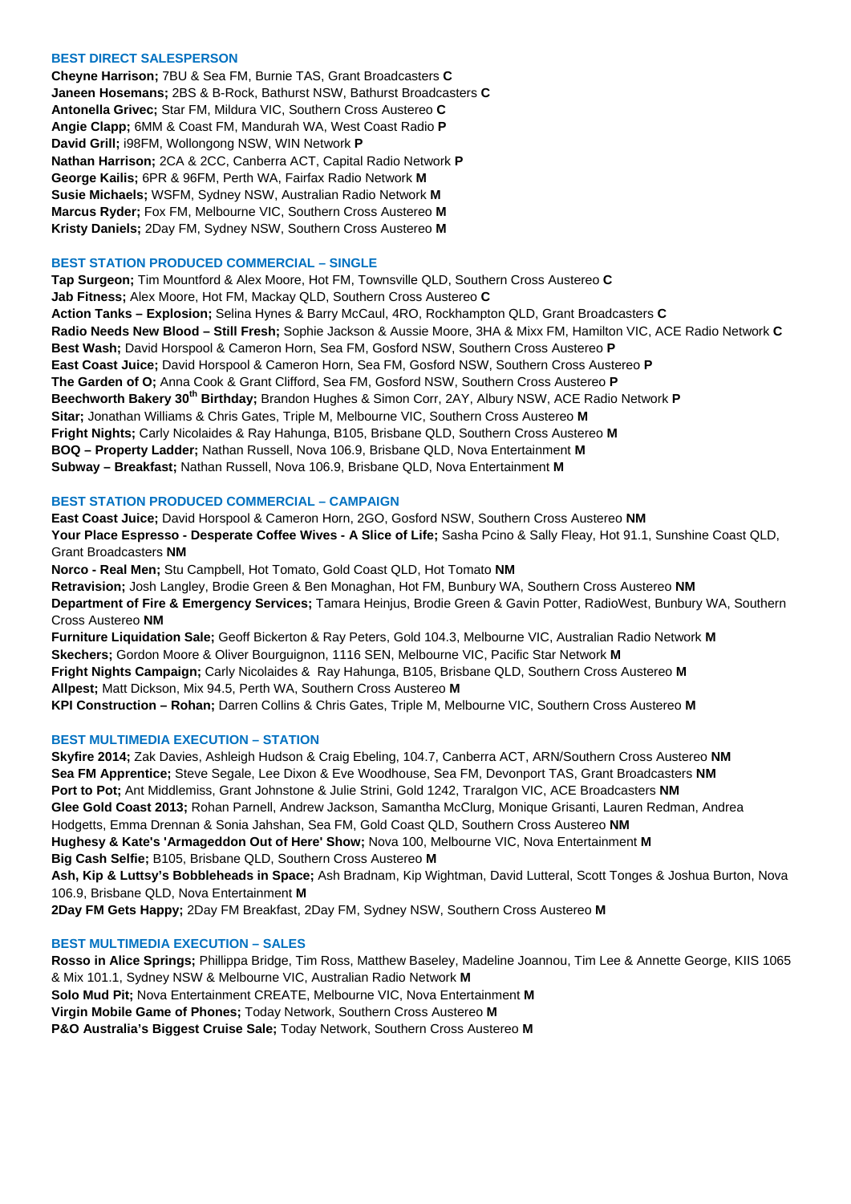## BEST DIRECT SALESPERSON

**Cheyne Harrison;** 7BU & Sea FM, Burnie TAS, Grant Broadcasters **C**
**Janeen Hosemans;** 2BS & B-Rock, Bathurst NSW, Bathurst Broadcasters **C**
**Antonella Grivec;** Star FM, Mildura VIC, Southern Cross Austereo **C**
**Angie Clapp;** 6MM & Coast FM, Mandurah WA, West Coast Radio **P**
**David Grill;** i98FM, Wollongong NSW, WIN Network **P**
**Nathan Harrison;** 2CA & 2CC, Canberra ACT, Capital Radio Network **P**
**George Kailis;** 6PR & 96FM, Perth WA, Fairfax Radio Network **M**
**Susie Michaels;** WSFM, Sydney NSW, Australian Radio Network **M**
**Marcus Ryder;** Fox FM, Melbourne VIC, Southern Cross Austereo **M**
**Kristy Daniels;** 2Day FM, Sydney NSW, Southern Cross Austereo **M**

## BEST STATION PRODUCED COMMERCIAL – SINGLE

**Tap Surgeon;** Tim Mountford & Alex Moore, Hot FM, Townsville QLD, Southern Cross Austereo **C**
**Jab Fitness;** Alex Moore, Hot FM, Mackay QLD, Southern Cross Austereo **C**
**Action Tanks – Explosion;** Selina Hynes & Barry McCaul, 4RO, Rockhampton QLD, Grant Broadcasters **C**
**Radio Needs New Blood – Still Fresh;** Sophie Jackson & Aussie Moore, 3HA & Mixx FM, Hamilton VIC, ACE Radio Network **C**
**Best Wash;** David Horspool & Cameron Horn, Sea FM, Gosford NSW, Southern Cross Austereo **P**
**East Coast Juice;** David Horspool & Cameron Horn, Sea FM, Gosford NSW, Southern Cross Austereo **P**
**The Garden of O;** Anna Cook & Grant Clifford, Sea FM, Gosford NSW, Southern Cross Austereo **P**
**Beechworth Bakery 30th Birthday;** Brandon Hughes & Simon Corr, 2AY, Albury NSW, ACE Radio Network **P**
**Sitar;** Jonathan Williams & Chris Gates, Triple M, Melbourne VIC, Southern Cross Austereo **M**
**Fright Nights;** Carly Nicolaides & Ray Hahunga, B105, Brisbane QLD, Southern Cross Austereo **M**
**BOQ – Property Ladder;** Nathan Russell, Nova 106.9, Brisbane QLD, Nova Entertainment **M**
**Subway – Breakfast;** Nathan Russell, Nova 106.9, Brisbane QLD, Nova Entertainment **M**

## BEST STATION PRODUCED COMMERCIAL – CAMPAIGN

**East Coast Juice;** David Horspool & Cameron Horn, 2GO, Gosford NSW, Southern Cross Austereo **NM**
**Your Place Espresso - Desperate Coffee Wives - A Slice of Life;** Sasha Pcino & Sally Fleay, Hot 91.1, Sunshine Coast QLD, Grant Broadcasters **NM**
**Norco - Real Men;** Stu Campbell, Hot Tomato, Gold Coast QLD, Hot Tomato **NM**
**Retravision;** Josh Langley, Brodie Green & Ben Monaghan, Hot FM, Bunbury WA, Southern Cross Austereo **NM**
**Department of Fire & Emergency Services;** Tamara Heinjus, Brodie Green & Gavin Potter, RadioWest, Bunbury WA, Southern Cross Austereo **NM**
**Furniture Liquidation Sale;** Geoff Bickerton & Ray Peters, Gold 104.3, Melbourne VIC, Australian Radio Network **M**
**Skechers;** Gordon Moore & Oliver Bourguignon, 1116 SEN, Melbourne VIC, Pacific Star Network **M**
**Fright Nights Campaign;** Carly Nicolaides & Ray Hahunga, B105, Brisbane QLD, Southern Cross Austereo **M**
**Allpest;** Matt Dickson, Mix 94.5, Perth WA, Southern Cross Austereo **M**
**KPI Construction – Rohan;** Darren Collins & Chris Gates, Triple M, Melbourne VIC, Southern Cross Austereo **M**

## BEST MULTIMEDIA EXECUTION – STATION

**Skyfire 2014;** Zak Davies, Ashleigh Hudson & Craig Ebeling, 104.7, Canberra ACT, ARN/Southern Cross Austereo **NM**
**Sea FM Apprentice;** Steve Segale, Lee Dixon & Eve Woodhouse, Sea FM, Devonport TAS, Grant Broadcasters **NM**
**Port to Pot;** Ant Middlemiss, Grant Johnstone & Julie Strini, Gold 1242, Traralgon VIC, ACE Broadcasters **NM**
**Glee Gold Coast 2013;** Rohan Parnell, Andrew Jackson, Samantha McClurg, Monique Grisanti, Lauren Redman, Andrea Hodgetts, Emma Drennan & Sonia Jahshan, Sea FM, Gold Coast QLD, Southern Cross Austereo **NM**
**Hughesy & Kate's 'Armageddon Out of Here' Show;** Nova 100, Melbourne VIC, Nova Entertainment **M**
**Big Cash Selfie;** B105, Brisbane QLD, Southern Cross Austereo **M**
**Ash, Kip & Luttsy's Bobbleheads in Space;** Ash Bradnam, Kip Wightman, David Lutteral, Scott Tonges & Joshua Burton, Nova 106.9, Brisbane QLD, Nova Entertainment **M**
**2Day FM Gets Happy;** 2Day FM Breakfast, 2Day FM, Sydney NSW, Southern Cross Austereo **M**

## BEST MULTIMEDIA EXECUTION – SALES

**Rosso in Alice Springs;** Phillippa Bridge, Tim Ross, Matthew Baseley, Madeline Joannou, Tim Lee & Annette George, KIIS 1065 & Mix 101.1, Sydney NSW & Melbourne VIC, Australian Radio Network **M**
**Solo Mud Pit;** Nova Entertainment CREATE, Melbourne VIC, Nova Entertainment **M**
**Virgin Mobile Game of Phones;** Today Network, Southern Cross Austereo **M**
**P&O Australia's Biggest Cruise Sale;** Today Network, Southern Cross Austereo **M**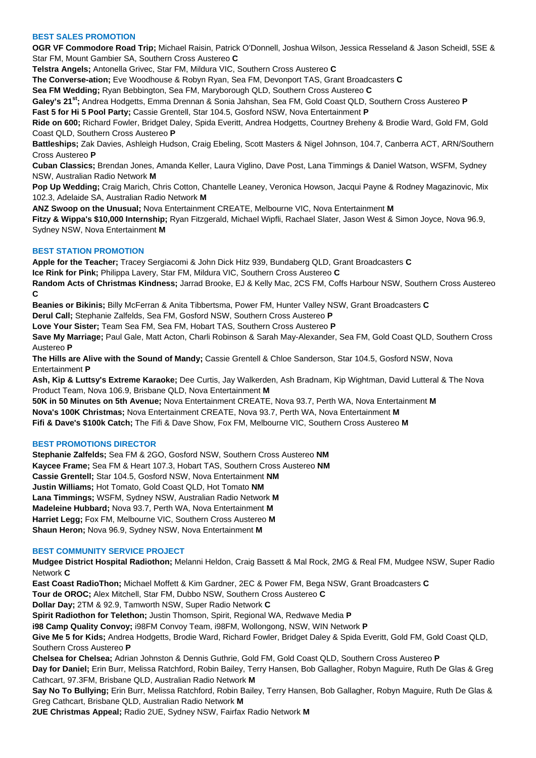## BEST SALES PROMOTION

**OGR VF Commodore Road Trip;** Michael Raisin, Patrick O'Donnell, Joshua Wilson, Jessica Resseland & Jason Scheidl, 5SE & Star FM, Mount Gambier SA, Southern Cross Austereo **C**

**Telstra Angels;** Antonella Grivec, Star FM, Mildura VIC, Southern Cross Austereo **C**

**The Converse-ation;** Eve Woodhouse & Robyn Ryan, Sea FM, Devonport TAS, Grant Broadcasters **C**

**Sea FM Wedding;** Ryan Bebbington, Sea FM, Maryborough QLD, Southern Cross Austereo **C**

**Galey's 21st;** Andrea Hodgetts, Emma Drennan & Sonia Jahshan, Sea FM, Gold Coast QLD, Southern Cross Austereo **P**

**Fast 5 for Hi 5 Pool Party;** Cassie Grentell, Star 104.5, Gosford NSW, Nova Entertainment **P**

**Ride on 600;** Richard Fowler, Bridget Daley, Spida Everitt, Andrea Hodgetts, Courtney Breheny & Brodie Ward, Gold FM, Gold Coast QLD, Southern Cross Austereo **P**

**Battleships;** Zak Davies, Ashleigh Hudson, Craig Ebeling, Scott Masters & Nigel Johnson, 104.7, Canberra ACT, ARN/Southern Cross Austereo **P**

**Cuban Classics;** Brendan Jones, Amanda Keller, Laura Viglino, Dave Post, Lana Timmings & Daniel Watson, WSFM, Sydney NSW, Australian Radio Network **M**

**Pop Up Wedding;** Craig Marich, Chris Cotton, Chantelle Leaney, Veronica Howson, Jacqui Payne & Rodney Magazinovic, Mix 102.3, Adelaide SA, Australian Radio Network **M**

**ANZ Swoop on the Unusual;** Nova Entertainment CREATE, Melbourne VIC, Nova Entertainment **M**

**Fitzy & Wippa's $10,000 Internship;** Ryan Fitzgerald, Michael Wipfli, Rachael Slater, Jason West & Simon Joyce, Nova 96.9, Sydney NSW, Nova Entertainment **M**

## BEST STATION PROMOTION

**Apple for the Teacher;** Tracey Sergiacomi & John Dick Hitz 939, Bundaberg QLD, Grant Broadcasters **C**

**Ice Rink for Pink;** Philippa Lavery, Star FM, Mildura VIC, Southern Cross Austereo **C**

**Random Acts of Christmas Kindness;** Jarrad Brooke, EJ & Kelly Mac, 2CS FM, Coffs Harbour NSW, Southern Cross Austereo **C**

**Beanies or Bikinis;** Billy McFerran & Anita Tibbertsma, Power FM, Hunter Valley NSW, Grant Broadcasters **C**

**Derul Call;** Stephanie Zalfelds, Sea FM, Gosford NSW, Southern Cross Austereo **P**

**Love Your Sister;** Team Sea FM, Sea FM, Hobart TAS, Southern Cross Austereo **P**

**Save My Marriage;** Paul Gale, Matt Acton, Charli Robinson & Sarah May-Alexander, Sea FM, Gold Coast QLD, Southern Cross Austereo **P**

**The Hills are Alive with the Sound of Mandy;** Cassie Grentell & Chloe Sanderson, Star 104.5, Gosford NSW, Nova Entertainment **P**

**Ash, Kip & Luttsy's Extreme Karaoke;** Dee Curtis, Jay Walkerden, Ash Bradnam, Kip Wightman, David Lutteral & The Nova Product Team, Nova 106.9, Brisbane QLD, Nova Entertainment **M**

**50K in 50 Minutes on 5th Avenue;** Nova Entertainment CREATE, Nova 93.7, Perth WA, Nova Entertainment **M**

**Nova's 100K Christmas;** Nova Entertainment CREATE, Nova 93.7, Perth WA, Nova Entertainment **M**

**Fifi & Dave's $100k Catch;** The Fifi & Dave Show, Fox FM, Melbourne VIC, Southern Cross Austereo **M**

## BEST PROMOTIONS DIRECTOR

**Stephanie Zalfelds;** Sea FM & 2GO, Gosford NSW, Southern Cross Austereo **NM**

**Kaycee Frame;** Sea FM & Heart 107.3, Hobart TAS, Southern Cross Austereo **NM**

**Cassie Grentell;** Star 104.5, Gosford NSW, Nova Entertainment **NM**

**Justin Williams;** Hot Tomato, Gold Coast QLD, Hot Tomato **NM**

**Lana Timmings;** WSFM, Sydney NSW, Australian Radio Network **M**

**Madeleine Hubbard;** Nova 93.7, Perth WA, Nova Entertainment **M**

**Harriet Legg;** Fox FM, Melbourne VIC, Southern Cross Austereo **M**

**Shaun Heron;** Nova 96.9, Sydney NSW, Nova Entertainment **M**

## BEST COMMUNITY SERVICE PROJECT

**Mudgee District Hospital Radiothon;** Melanni Heldon, Craig Bassett & Mal Rock, 2MG & Real FM, Mudgee NSW, Super Radio Network **C**

**East Coast RadioThon;** Michael Moffett & Kim Gardner, 2EC & Power FM, Bega NSW, Grant Broadcasters **C**

**Tour de OROC;** Alex Mitchell, Star FM, Dubbo NSW, Southern Cross Austereo **C**

**Dollar Day;** 2TM & 92.9, Tamworth NSW, Super Radio Network **C**

**Spirit Radiothon for Telethon;** Justin Thomson, Spirit, Regional WA, Redwave Media **P**

**i98 Camp Quality Convoy;** i98FM Convoy Team, i98FM, Wollongong, NSW, WIN Network **P**

**Give Me 5 for Kids;** Andrea Hodgetts, Brodie Ward, Richard Fowler, Bridget Daley & Spida Everitt, Gold FM, Gold Coast QLD, Southern Cross Austereo **P**

**Chelsea for Chelsea;** Adrian Johnston & Dennis Guthrie, Gold FM, Gold Coast QLD, Southern Cross Austereo **P**

**Day for Daniel;** Erin Burr, Melissa Ratchford, Robin Bailey, Terry Hansen, Bob Gallagher, Robyn Maguire, Ruth De Glas & Greg Cathcart, 97.3FM, Brisbane QLD, Australian Radio Network **M**

**Say No To Bullying;** Erin Burr, Melissa Ratchford, Robin Bailey, Terry Hansen, Bob Gallagher, Robyn Maguire, Ruth De Glas & Greg Cathcart, Brisbane QLD, Australian Radio Network **M**

**2UE Christmas Appeal;** Radio 2UE, Sydney NSW, Fairfax Radio Network **M**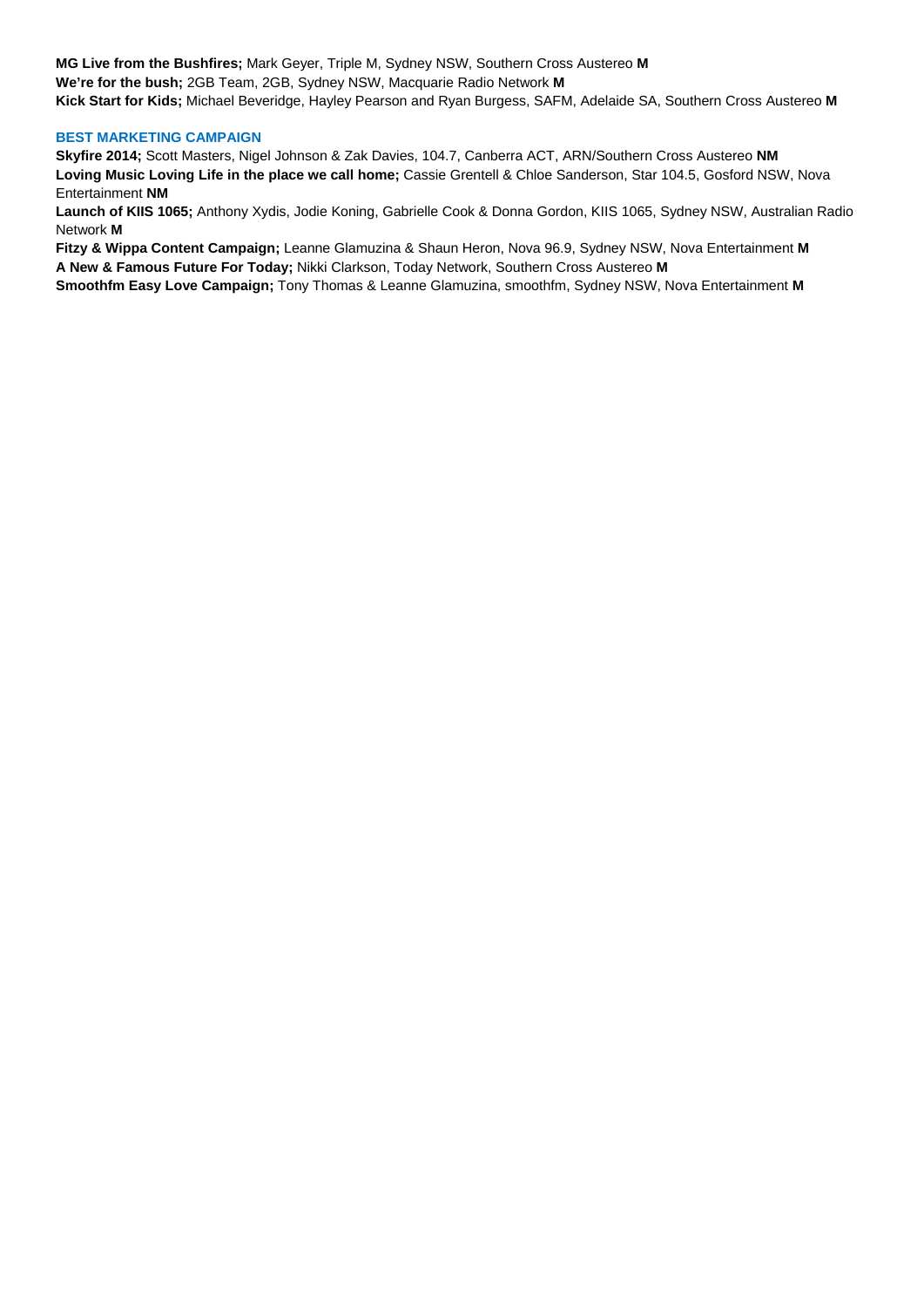**MG Live from the Bushfires;** Mark Geyer, Triple M, Sydney NSW, Southern Cross Austereo **M**
**We're for the bush;** 2GB Team, 2GB, Sydney NSW, Macquarie Radio Network **M**
**Kick Start for Kids;** Michael Beveridge, Hayley Pearson and Ryan Burgess, SAFM, Adelaide SA, Southern Cross Austereo **M**

### BEST MARKETING CAMPAIGN

**Skyfire 2014;** Scott Masters, Nigel Johnson & Zak Davies, 104.7, Canberra ACT, ARN/Southern Cross Austereo **NM**
**Loving Music Loving Life in the place we call home;** Cassie Grentell & Chloe Sanderson, Star 104.5, Gosford NSW, Nova Entertainment **NM**
**Launch of KIIS 1065;** Anthony Xydis, Jodie Koning, Gabrielle Cook & Donna Gordon, KIIS 1065, Sydney NSW, Australian Radio Network **M**
**Fitzy & Wippa Content Campaign;** Leanne Glamuzina & Shaun Heron, Nova 96.9, Sydney NSW, Nova Entertainment **M**
**A New & Famous Future For Today;** Nikki Clarkson, Today Network, Southern Cross Austereo **M**
**Smoothfm Easy Love Campaign;** Tony Thomas & Leanne Glamuzina, smoothfm, Sydney NSW, Nova Entertainment **M**